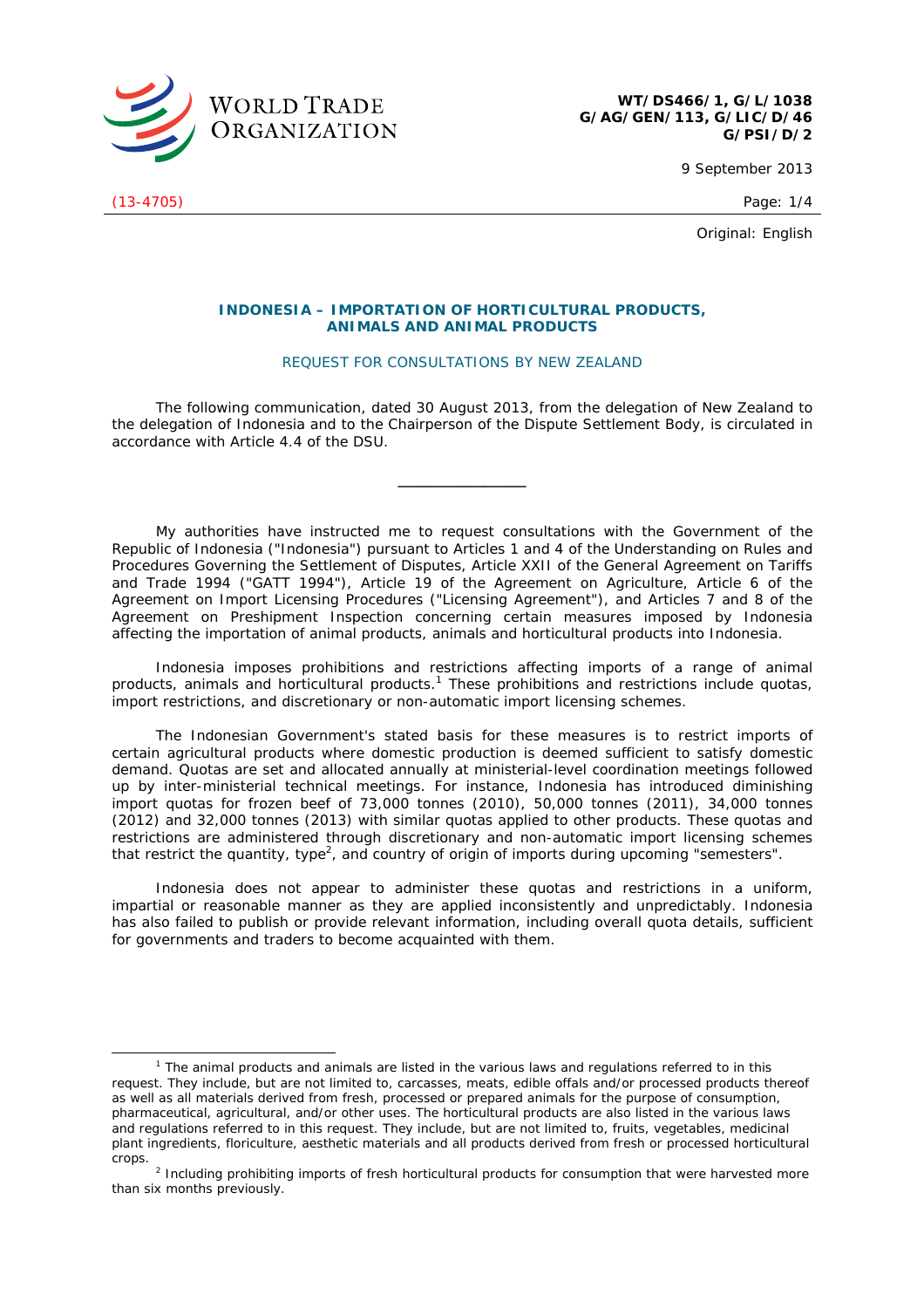WT/DS466/1, G/L/1038
G/AG/GEN/113, G/LIC/D/46
G/PSI/D/2

9 September 2013

(13-4705)

Original: English

# INDONESIA – IMPORTATION OF HORTICULTURAL PRODUCTS, ANIMALS AND ANIMAL PRODUCTS

## REQUEST FOR CONSULTATIONS BY NEW ZEALAND

The following communication, dated 30 August 2013, from the delegation of New Zealand to the delegation of Indonesia and to the Chairperson of the Dispute Settlement Body, is circulated in accordance with Article 4.4 of the DSU.

---

My authorities have instructed me to request consultations with the Government of the Republic of Indonesia ("Indonesia") pursuant to Articles 1 and 4 of the Understanding on Rules and Procedures Governing the Settlement of Disputes, Article XXII of the General Agreement on Tariffs and Trade 1994 ("GATT 1994"), Article 19 of the Agreement on Agriculture, Article 6 of the Agreement on Import Licensing Procedures ("Licensing Agreement"), and Articles 7 and 8 of the Agreement on Preshipment Inspection concerning certain measures imposed by Indonesia affecting the importation of animal products, animals and horticultural products into Indonesia.

Indonesia imposes prohibitions and restrictions affecting imports of a range of animal products, animals and horticultural products.[1] These prohibitions and restrictions include quotas, import restrictions, and discretionary or non-automatic import licensing schemes.

The Indonesian Government's stated basis for these measures is to restrict imports of certain agricultural products where domestic production is deemed sufficient to satisfy domestic demand. Quotas are set and allocated annually at ministerial-level coordination meetings followed up by inter-ministerial technical meetings. For instance, Indonesia has introduced diminishing import quotas for frozen beef of 73,000 tonnes (2010), 50,000 tonnes (2011), 34,000 tonnes (2012) and 32,000 tonnes (2013) with similar quotas applied to other products. These quotas and restrictions are administered through discretionary and non-automatic import licensing schemes that restrict the quantity, type[2], and country of origin of imports during upcoming "semesters".

Indonesia does not appear to administer these quotas and restrictions in a uniform, impartial or reasonable manner as they are applied inconsistently and unpredictably. Indonesia has also failed to publish or provide relevant information, including overall quota details, sufficient for governments and traders to become acquainted with them.

---

[1] The animal products and animals are listed in the various laws and regulations referred to in this request. They include, but are not limited to, carcasses, meats, edible offals and/or processed products thereof as well as all materials derived from fresh, processed or prepared animals for the purpose of consumption, pharmaceutical, agricultural, and/or other uses. The horticultural products are also listed in the various laws and regulations referred to in this request. They include, but are not limited to, fruits, vegetables, medicinal plant ingredients, floriculture, aesthetic materials and all products derived from fresh or processed horticultural crops.

[2] Including prohibiting imports of fresh horticultural products for consumption that were harvested more than six months previously.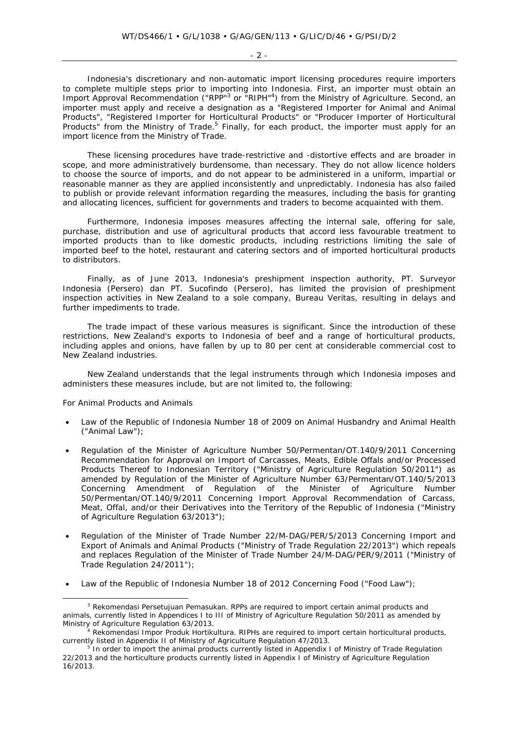Indonesia's discretionary and non-automatic import licensing procedures require importers to complete multiple steps prior to importing into Indonesia. First, an importer must obtain an Import Approval Recommendation ("RPP"[3] or "RIPH"[4]) from the Ministry of Agriculture. Second, an importer must apply and receive a designation as a "Registered Importer for Animal and Animal Products", "Registered Importer for Horticultural Products" or "Producer Importer of Horticultural Products" from the Ministry of Trade.[5] Finally, for each product, the importer must apply for an import licence from the Ministry of Trade.

These licensing procedures have trade-restrictive and -distortive effects and are broader in scope, and more administratively burdensome, than necessary. They do not allow licence holders to choose the source of imports, and do not appear to be administered in a uniform, impartial or reasonable manner as they are applied inconsistently and unpredictably. Indonesia has also failed to publish or provide relevant information regarding the measures, including the basis for granting and allocating licences, sufficient for governments and traders to become acquainted with them.

Furthermore, Indonesia imposes measures affecting the internal sale, offering for sale, purchase, distribution and use of agricultural products that accord less favourable treatment to imported products than to like domestic products, including restrictions limiting the sale of imported beef to the hotel, restaurant and catering sectors and of imported horticultural products to distributors.

Finally, as of June 2013, Indonesia's preshipment inspection authority, PT. Surveyor Indonesia (Persero) dan PT. Sucofindo (Persero), has limited the provision of preshipment inspection activities in New Zealand to a sole company, Bureau Veritas, resulting in delays and further impediments to trade.

The trade impact of these various measures is significant. Since the introduction of these restrictions, New Zealand's exports to Indonesia of beef and a range of horticultural products, including apples and onions, have fallen by up to 80 per cent at considerable commercial cost to New Zealand industries.

New Zealand understands that the legal instruments through which Indonesia imposes and administers these measures include, but are not limited to, the following:

*For Animal Products and Animals*

- Law of the Republic of Indonesia Number 18 of 2009 on Animal Husbandry and Animal Health ("Animal Law");
- Regulation of the Minister of Agriculture Number 50/Permentan/OT.140/9/2011 Concerning Recommendation for Approval on Import of Carcasses, Meats, Edible Offals and/or Processed Products Thereof to Indonesian Territory ("Ministry of Agriculture Regulation 50/2011") as amended by Regulation of the Minister of Agriculture Number 63/Permentan/OT.140/5/2013 Concerning Amendment of Regulation of the Minister of Agriculture Number 50/Permentan/OT.140/9/2011 Concerning Import Approval Recommendation of Carcass, Meat, Offal, and/or their Derivatives into the Territory of the Republic of Indonesia ("Ministry of Agriculture Regulation 63/2013");
- Regulation of the Minister of Trade Number 22/M-DAG/PER/5/2013 Concerning Import and Export of Animals and Animal Products ("Ministry of Trade Regulation 22/2013") which repeals and replaces Regulation of the Minister of Trade Number 24/M-DAG/PER/9/2011 ("Ministry of Trade Regulation 24/2011");
- Law of the Republic of Indonesia Number 18 of 2012 Concerning Food ("Food Law");

---

[3] *Rekomendasi Persetujuan Pemasukan*. RPPs are required to import certain animal products and animals, currently listed in Appendices I to III of Ministry of Agriculture Regulation 50/2011 as amended by Ministry of Agriculture Regulation 63/2013.

[4] *Rekomendasi Impor Produk Hortikultura*. RIPHs are required to import certain horticultural products, currently listed in Appendix II of Ministry of Agriculture Regulation 47/2013.

[5] In order to import the animal products currently listed in Appendix I of Ministry of Trade Regulation 22/2013 and the horticulture products currently listed in Appendix I of Ministry of Agriculture Regulation 16/2013.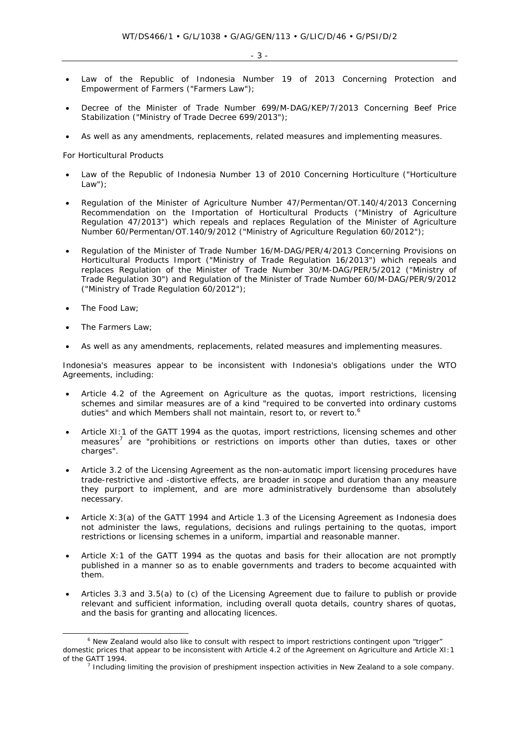- Law of the Republic of Indonesia Number 19 of 2013 Concerning Protection and Empowerment of Farmers ("Farmers Law");
- Decree of the Minister of Trade Number 699/M-DAG/KEP/7/2013 Concerning Beef Price Stabilization ("Ministry of Trade Decree 699/2013");
- As well as any amendments, replacements, related measures and implementing measures.

For Horticultural Products

- Law of the Republic of Indonesia Number 13 of 2010 Concerning Horticulture ("Horticulture Law");
- Regulation of the Minister of Agriculture Number 47/Permentan/OT.140/4/2013 Concerning Recommendation on the Importation of Horticultural Products ("Ministry of Agriculture Regulation 47/2013") which repeals and replaces Regulation of the Minister of Agriculture Number 60/Permentan/OT.140/9/2012 ("Ministry of Agriculture Regulation 60/2012");
- Regulation of the Minister of Trade Number 16/M-DAG/PER/4/2013 Concerning Provisions on Horticultural Products Import ("Ministry of Trade Regulation 16/2013") which repeals and replaces Regulation of the Minister of Trade Number 30/M-DAG/PER/5/2012 ("Ministry of Trade Regulation 30") and Regulation of the Minister of Trade Number 60/M-DAG/PER/9/2012 ("Ministry of Trade Regulation 60/2012");
- The Food Law;
- The Farmers Law;
- As well as any amendments, replacements, related measures and implementing measures.

Indonesia's measures appear to be inconsistent with Indonesia's obligations under the WTO Agreements, including:

- Article 4.2 of the Agreement on Agriculture as the quotas, import restrictions, licensing schemes and similar measures are of a kind "required to be converted into ordinary customs duties" and which Members shall not maintain, resort to, or revert to.[6]
- Article XI:1 of the GATT 1994 as the quotas, import restrictions, licensing schemes and other measures[7] are "prohibitions or restrictions on imports other than duties, taxes or other charges".
- Article 3.2 of the Licensing Agreement as the non-automatic import licensing procedures have trade-restrictive and -distortive effects, are broader in scope and duration than any measure they purport to implement, and are more administratively burdensome than absolutely necessary.
- Article X:3(a) of the GATT 1994 and Article 1.3 of the Licensing Agreement as Indonesia does not administer the laws, regulations, decisions and rulings pertaining to the quotas, import restrictions or licensing schemes in a uniform, impartial and reasonable manner.
- Article X:1 of the GATT 1994 as the quotas and basis for their allocation are not promptly published in a manner so as to enable governments and traders to become acquainted with them.
- Articles 3.3 and 3.5(a) to (c) of the Licensing Agreement due to failure to publish or provide relevant and sufficient information, including overall quota details, country shares of quotas, and the basis for granting and allocating licences.

---

[6] New Zealand would also like to consult with respect to import restrictions contingent upon "trigger" domestic prices that appear to be inconsistent with Article 4.2 of the Agreement on Agriculture and Article XI:1 of the GATT 1994.

[7] Including limiting the provision of preshipment inspection activities in New Zealand to a sole company.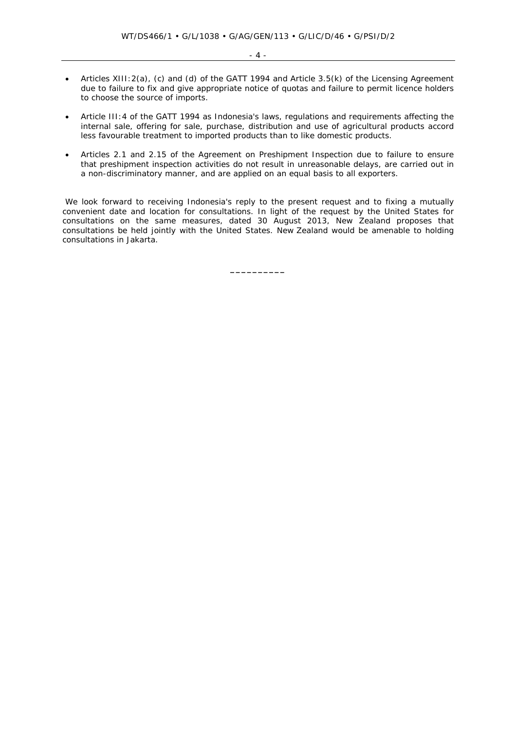- Articles XIII:2(a), (c) and (d) of the GATT 1994 and Article 3.5(k) of the Licensing Agreement due to failure to fix and give appropriate notice of quotas and failure to permit licence holders to choose the source of imports.

- Article III:4 of the GATT 1994 as Indonesia's laws, regulations and requirements affecting the internal sale, offering for sale, purchase, distribution and use of agricultural products accord less favourable treatment to imported products than to like domestic products.

- Articles 2.1 and 2.15 of the Agreement on Preshipment Inspection due to failure to ensure that preshipment inspection activities do not result in unreasonable delays, are carried out in a non-discriminatory manner, and are applied on an equal basis to all exporters.

We look forward to receiving Indonesia's reply to the present request and to fixing a mutually convenient date and location for consultations. In light of the request by the United States for consultations on the same measures, dated 30 August 2013, New Zealand proposes that consultations be held jointly with the United States. New Zealand would be amenable to holding consultations in Jakarta.

__________